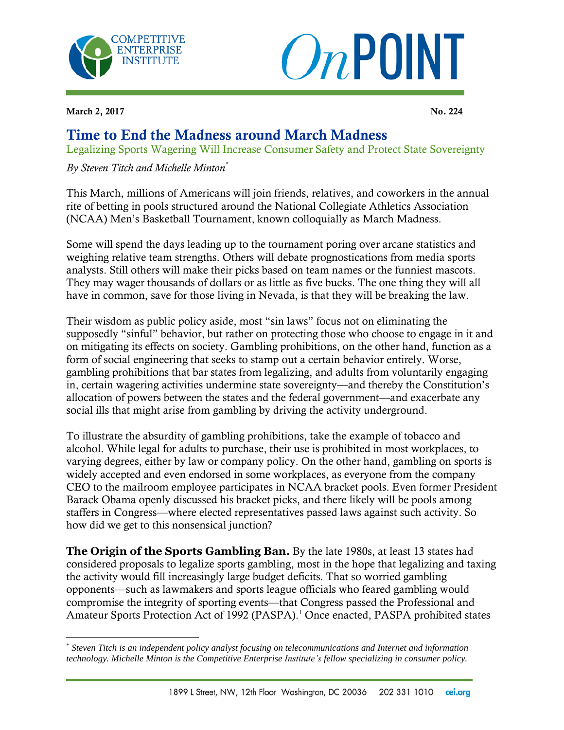March 2, 2017 — No. 224

# Time to End the Madness around March Madness

Legalizing Sports Wagering Will Increase Consumer Safety and Protect State Sovereignty

*By Steven Titch and Michelle Minton*[*]

This March, millions of Americans will join friends, relatives, and coworkers in the annual rite of betting in pools structured around the National Collegiate Athletics Association (NCAA) Men's Basketball Tournament, known colloquially as March Madness.

Some will spend the days leading up to the tournament poring over arcane statistics and weighing relative team strengths. Others will debate prognostications from media sports analysts. Still others will make their picks based on team names or the funniest mascots. They may wager thousands of dollars or as little as five bucks. The one thing they will all have in common, save for those living in Nevada, is that they will be breaking the law.

Their wisdom as public policy aside, most "sin laws" focus not on eliminating the supposedly "sinful" behavior, but rather on protecting those who choose to engage in it and on mitigating its effects on society. Gambling prohibitions, on the other hand, function as a form of social engineering that seeks to stamp out a certain behavior entirely. Worse, gambling prohibitions that bar states from legalizing, and adults from voluntarily engaging in, certain wagering activities undermine state sovereignty—and thereby the Constitution's allocation of powers between the states and the federal government—and exacerbate any social ills that might arise from gambling by driving the activity underground.

To illustrate the absurdity of gambling prohibitions, take the example of tobacco and alcohol. While legal for adults to purchase, their use is prohibited in most workplaces, to varying degrees, either by law or company policy. On the other hand, gambling on sports is widely accepted and even endorsed in some workplaces, as everyone from the company CEO to the mailroom employee participates in NCAA bracket pools. Even former President Barack Obama openly discussed his bracket picks, and there likely will be pools among staffers in Congress—where elected representatives passed laws against such activity. So how did we get to this nonsensical junction?

**The Origin of the Sports Gambling Ban.** By the late 1980s, at least 13 states had considered proposals to legalize sports gambling, most in the hope that legalizing and taxing the activity would fill increasingly large budget deficits. That so worried gambling opponents—such as lawmakers and sports league officials who feared gambling would compromise the integrity of sporting events—that Congress passed the Professional and Amateur Sports Protection Act of 1992 (PASPA).[1] Once enacted, PASPA prohibited states

---

[*] *Steven Titch is an independent policy analyst focusing on telecommunications and Internet and information technology. Michelle Minton is the Competitive Enterprise Institute's fellow specializing in consumer policy.*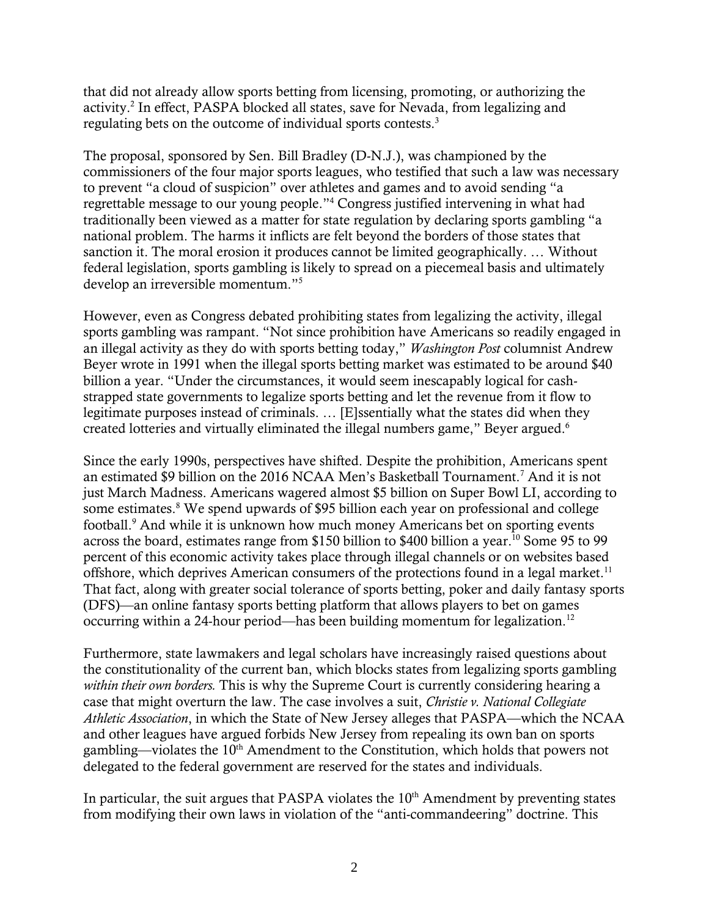that did not already allow sports betting from licensing, promoting, or authorizing the activity.[2] In effect, PASPA blocked all states, save for Nevada, from legalizing and regulating bets on the outcome of individual sports contests.[3]

The proposal, sponsored by Sen. Bill Bradley (D-N.J.), was championed by the commissioners of the four major sports leagues, who testified that such a law was necessary to prevent "a cloud of suspicion" over athletes and games and to avoid sending "a regrettable message to our young people."[4] Congress justified intervening in what had traditionally been viewed as a matter for state regulation by declaring sports gambling "a national problem. The harms it inflicts are felt beyond the borders of those states that sanction it. The moral erosion it produces cannot be limited geographically. … Without federal legislation, sports gambling is likely to spread on a piecemeal basis and ultimately develop an irreversible momentum."[5]

However, even as Congress debated prohibiting states from legalizing the activity, illegal sports gambling was rampant. "Not since prohibition have Americans so readily engaged in an illegal activity as they do with sports betting today," *Washington Post* columnist Andrew Beyer wrote in 1991 when the illegal sports betting market was estimated to be around $40 billion a year. "Under the circumstances, it would seem inescapably logical for cash-strapped state governments to legalize sports betting and let the revenue from it flow to legitimate purposes instead of criminals. … [E]ssentially what the states did when they created lotteries and virtually eliminated the illegal numbers game," Beyer argued.[6]

Since the early 1990s, perspectives have shifted. Despite the prohibition, Americans spent an estimated $9 billion on the 2016 NCAA Men's Basketball Tournament.[7] And it is not just March Madness. Americans wagered almost $5 billion on Super Bowl LI, according to some estimates.[8] We spend upwards of $95 billion each year on professional and college football.[9] And while it is unknown how much money Americans bet on sporting events across the board, estimates range from $150 billion to $400 billion a year.[10] Some 95 to 99 percent of this economic activity takes place through illegal channels or on websites based offshore, which deprives American consumers of the protections found in a legal market.[11] That fact, along with greater social tolerance of sports betting, poker and daily fantasy sports (DFS)—an online fantasy sports betting platform that allows players to bet on games occurring within a 24-hour period—has been building momentum for legalization.[12]

Furthermore, state lawmakers and legal scholars have increasingly raised questions about the constitutionality of the current ban, which blocks states from legalizing sports gambling *within their own borders.* This is why the Supreme Court is currently considering hearing a case that might overturn the law. The case involves a suit, *Christie v. National Collegiate Athletic Association*, in which the State of New Jersey alleges that PASPA—which the NCAA and other leagues have argued forbids New Jersey from repealing its own ban on sports gambling—violates the 10th Amendment to the Constitution, which holds that powers not delegated to the federal government are reserved for the states and individuals.

In particular, the suit argues that PASPA violates the 10th Amendment by preventing states from modifying their own laws in violation of the "anti-commandeering" doctrine. This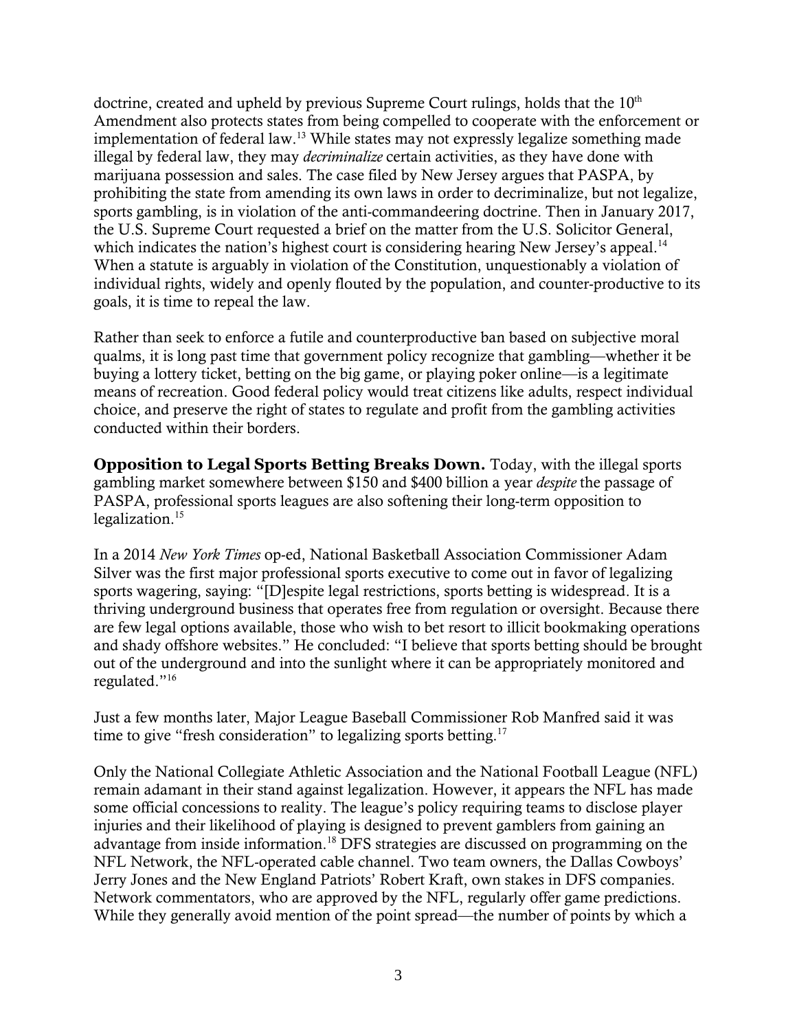doctrine, created and upheld by previous Supreme Court rulings, holds that the 10th Amendment also protects states from being compelled to cooperate with the enforcement or implementation of federal law.[13] While states may not expressly legalize something made illegal by federal law, they may *decriminalize* certain activities, as they have done with marijuana possession and sales. The case filed by New Jersey argues that PASPA, by prohibiting the state from amending its own laws in order to decriminalize, but not legalize, sports gambling, is in violation of the anti-commandeering doctrine. Then in January 2017, the U.S. Supreme Court requested a brief on the matter from the U.S. Solicitor General, which indicates the nation's highest court is considering hearing New Jersey's appeal.[14] When a statute is arguably in violation of the Constitution, unquestionably a violation of individual rights, widely and openly flouted by the population, and counter-productive to its goals, it is time to repeal the law.

Rather than seek to enforce a futile and counterproductive ban based on subjective moral qualms, it is long past time that government policy recognize that gambling—whether it be buying a lottery ticket, betting on the big game, or playing poker online—is a legitimate means of recreation. Good federal policy would treat citizens like adults, respect individual choice, and preserve the right of states to regulate and profit from the gambling activities conducted within their borders.

**Opposition to Legal Sports Betting Breaks Down.** Today, with the illegal sports gambling market somewhere between $150 and $400 billion a year *despite* the passage of PASPA, professional sports leagues are also softening their long-term opposition to legalization.[15]

In a 2014 *New York Times* op-ed, National Basketball Association Commissioner Adam Silver was the first major professional sports executive to come out in favor of legalizing sports wagering, saying: "[D]espite legal restrictions, sports betting is widespread. It is a thriving underground business that operates free from regulation or oversight. Because there are few legal options available, those who wish to bet resort to illicit bookmaking operations and shady offshore websites." He concluded: "I believe that sports betting should be brought out of the underground and into the sunlight where it can be appropriately monitored and regulated."[16]

Just a few months later, Major League Baseball Commissioner Rob Manfred said it was time to give "fresh consideration" to legalizing sports betting.[17]

Only the National Collegiate Athletic Association and the National Football League (NFL) remain adamant in their stand against legalization. However, it appears the NFL has made some official concessions to reality. The league's policy requiring teams to disclose player injuries and their likelihood of playing is designed to prevent gamblers from gaining an advantage from inside information.[18] DFS strategies are discussed on programming on the NFL Network, the NFL-operated cable channel. Two team owners, the Dallas Cowboys' Jerry Jones and the New England Patriots' Robert Kraft, own stakes in DFS companies. Network commentators, who are approved by the NFL, regularly offer game predictions. While they generally avoid mention of the point spread—the number of points by which a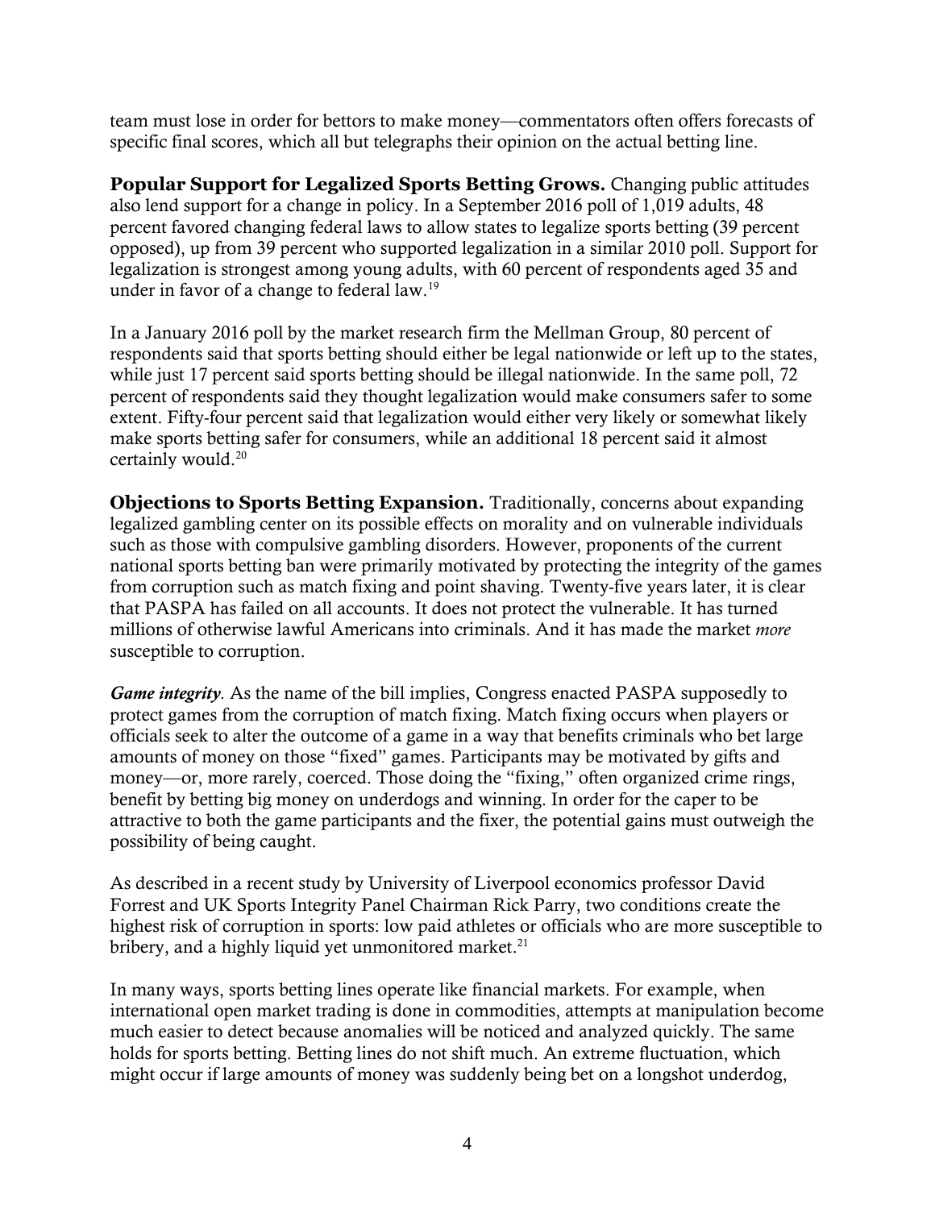team must lose in order for bettors to make money—commentators often offers forecasts of specific final scores, which all but telegraphs their opinion on the actual betting line.

**Popular Support for Legalized Sports Betting Grows.** Changing public attitudes also lend support for a change in policy. In a September 2016 poll of 1,019 adults, 48 percent favored changing federal laws to allow states to legalize sports betting (39 percent opposed), up from 39 percent who supported legalization in a similar 2010 poll. Support for legalization is strongest among young adults, with 60 percent of respondents aged 35 and under in favor of a change to federal law.[19]

In a January 2016 poll by the market research firm the Mellman Group, 80 percent of respondents said that sports betting should either be legal nationwide or left up to the states, while just 17 percent said sports betting should be illegal nationwide. In the same poll, 72 percent of respondents said they thought legalization would make consumers safer to some extent. Fifty-four percent said that legalization would either very likely or somewhat likely make sports betting safer for consumers, while an additional 18 percent said it almost certainly would.[20]

**Objections to Sports Betting Expansion.** Traditionally, concerns about expanding legalized gambling center on its possible effects on morality and on vulnerable individuals such as those with compulsive gambling disorders. However, proponents of the current national sports betting ban were primarily motivated by protecting the integrity of the games from corruption such as match fixing and point shaving. Twenty-five years later, it is clear that PASPA has failed on all accounts. It does not protect the vulnerable. It has turned millions of otherwise lawful Americans into criminals. And it has made the market *more* susceptible to corruption.

***Game integrity.*** As the name of the bill implies, Congress enacted PASPA supposedly to protect games from the corruption of match fixing. Match fixing occurs when players or officials seek to alter the outcome of a game in a way that benefits criminals who bet large amounts of money on those "fixed" games. Participants may be motivated by gifts and money—or, more rarely, coerced. Those doing the "fixing," often organized crime rings, benefit by betting big money on underdogs and winning. In order for the caper to be attractive to both the game participants and the fixer, the potential gains must outweigh the possibility of being caught.

As described in a recent study by University of Liverpool economics professor David Forrest and UK Sports Integrity Panel Chairman Rick Parry, two conditions create the highest risk of corruption in sports: low paid athletes or officials who are more susceptible to bribery, and a highly liquid yet unmonitored market.[21]

In many ways, sports betting lines operate like financial markets. For example, when international open market trading is done in commodities, attempts at manipulation become much easier to detect because anomalies will be noticed and analyzed quickly. The same holds for sports betting. Betting lines do not shift much. An extreme fluctuation, which might occur if large amounts of money was suddenly being bet on a longshot underdog,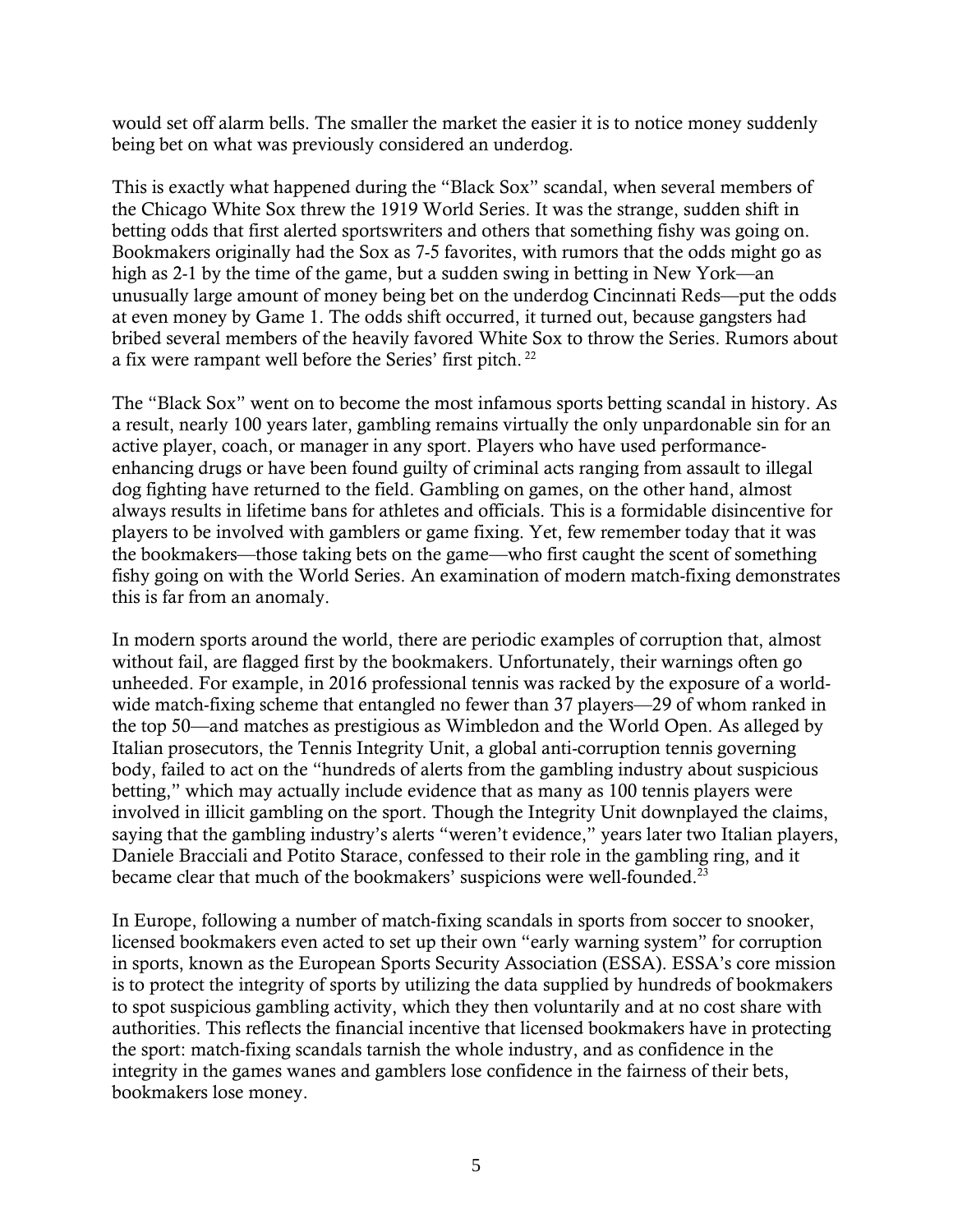would set off alarm bells. The smaller the market the easier it is to notice money suddenly being bet on what was previously considered an underdog.

This is exactly what happened during the "Black Sox" scandal, when several members of the Chicago White Sox threw the 1919 World Series. It was the strange, sudden shift in betting odds that first alerted sportswriters and others that something fishy was going on. Bookmakers originally had the Sox as 7-5 favorites, with rumors that the odds might go as high as 2-1 by the time of the game, but a sudden swing in betting in New York—an unusually large amount of money being bet on the underdog Cincinnati Reds—put the odds at even money by Game 1. The odds shift occurred, it turned out, because gangsters had bribed several members of the heavily favored White Sox to throw the Series. Rumors about a fix were rampant well before the Series' first pitch. [22]

The "Black Sox" went on to become the most infamous sports betting scandal in history. As a result, nearly 100 years later, gambling remains virtually the only unpardonable sin for an active player, coach, or manager in any sport. Players who have used performance-enhancing drugs or have been found guilty of criminal acts ranging from assault to illegal dog fighting have returned to the field. Gambling on games, on the other hand, almost always results in lifetime bans for athletes and officials. This is a formidable disincentive for players to be involved with gamblers or game fixing. Yet, few remember today that it was the bookmakers—those taking bets on the game—who first caught the scent of something fishy going on with the World Series. An examination of modern match-fixing demonstrates this is far from an anomaly.

In modern sports around the world, there are periodic examples of corruption that, almost without fail, are flagged first by the bookmakers. Unfortunately, their warnings often go unheeded. For example, in 2016 professional tennis was racked by the exposure of a world-wide match-fixing scheme that entangled no fewer than 37 players—29 of whom ranked in the top 50—and matches as prestigious as Wimbledon and the World Open. As alleged by Italian prosecutors, the Tennis Integrity Unit, a global anti-corruption tennis governing body, failed to act on the "hundreds of alerts from the gambling industry about suspicious betting," which may actually include evidence that as many as 100 tennis players were involved in illicit gambling on the sport. Though the Integrity Unit downplayed the claims, saying that the gambling industry's alerts "weren't evidence," years later two Italian players, Daniele Bracciali and Potito Starace, confessed to their role in the gambling ring, and it became clear that much of the bookmakers' suspicions were well-founded.[23]

In Europe, following a number of match-fixing scandals in sports from soccer to snooker, licensed bookmakers even acted to set up their own "early warning system" for corruption in sports, known as the European Sports Security Association (ESSA). ESSA's core mission is to protect the integrity of sports by utilizing the data supplied by hundreds of bookmakers to spot suspicious gambling activity, which they then voluntarily and at no cost share with authorities. This reflects the financial incentive that licensed bookmakers have in protecting the sport: match-fixing scandals tarnish the whole industry, and as confidence in the integrity in the games wanes and gamblers lose confidence in the fairness of their bets, bookmakers lose money.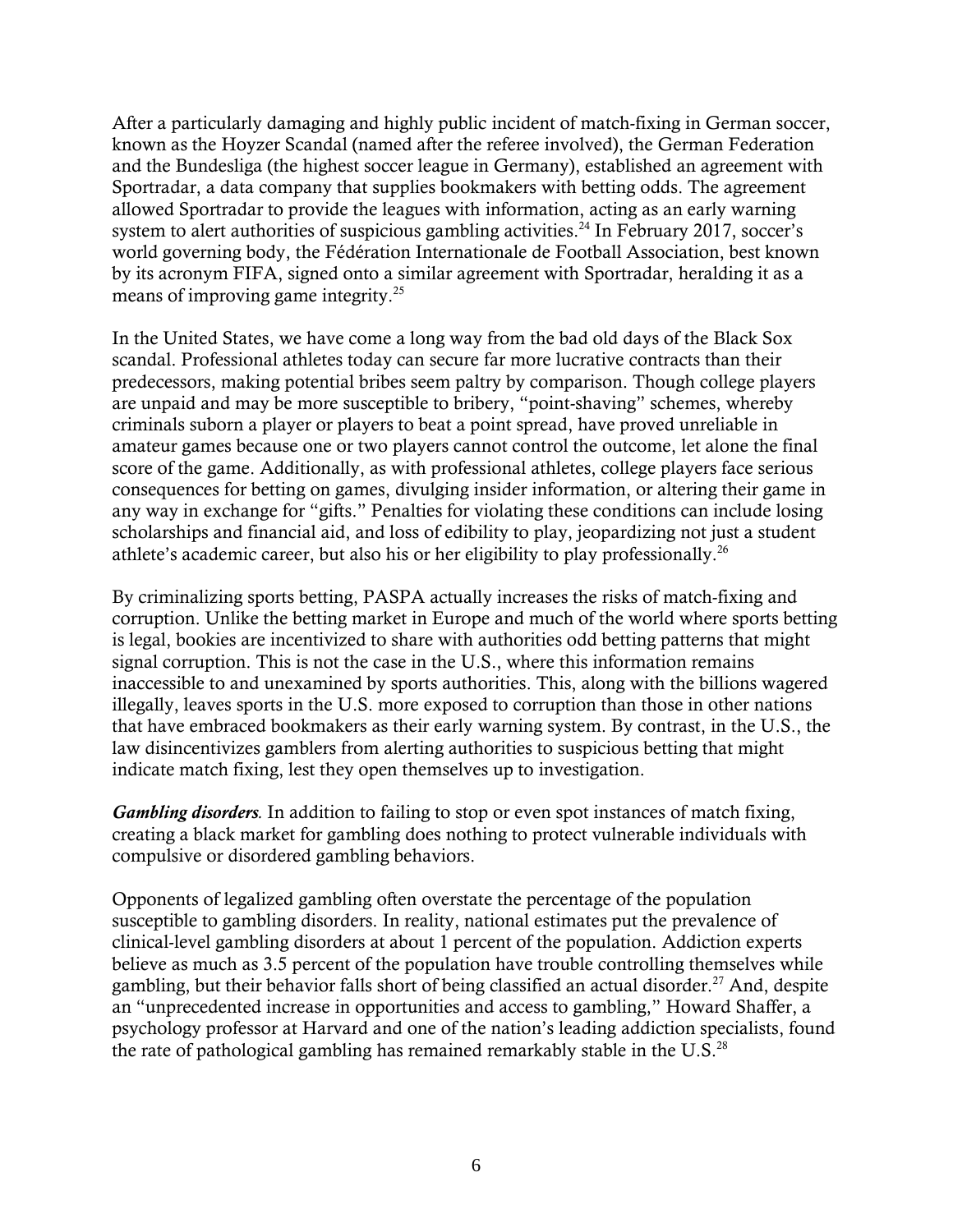After a particularly damaging and highly public incident of match-fixing in German soccer, known as the Hoyzer Scandal (named after the referee involved), the German Federation and the Bundesliga (the highest soccer league in Germany), established an agreement with Sportradar, a data company that supplies bookmakers with betting odds. The agreement allowed Sportradar to provide the leagues with information, acting as an early warning system to alert authorities of suspicious gambling activities.[24] In February 2017, soccer's world governing body, the Fédération Internationale de Football Association, best known by its acronym FIFA, signed onto a similar agreement with Sportradar, heralding it as a means of improving game integrity.[25]

In the United States, we have come a long way from the bad old days of the Black Sox scandal. Professional athletes today can secure far more lucrative contracts than their predecessors, making potential bribes seem paltry by comparison. Though college players are unpaid and may be more susceptible to bribery, "point-shaving" schemes, whereby criminals suborn a player or players to beat a point spread, have proved unreliable in amateur games because one or two players cannot control the outcome, let alone the final score of the game. Additionally, as with professional athletes, college players face serious consequences for betting on games, divulging insider information, or altering their game in any way in exchange for "gifts." Penalties for violating these conditions can include losing scholarships and financial aid, and loss of edibility to play, jeopardizing not just a student athlete's academic career, but also his or her eligibility to play professionally.[26]

By criminalizing sports betting, PASPA actually increases the risks of match-fixing and corruption. Unlike the betting market in Europe and much of the world where sports betting is legal, bookies are incentivized to share with authorities odd betting patterns that might signal corruption. This is not the case in the U.S., where this information remains inaccessible to and unexamined by sports authorities. This, along with the billions wagered illegally, leaves sports in the U.S. more exposed to corruption than those in other nations that have embraced bookmakers as their early warning system. By contrast, in the U.S., the law disincentivizes gamblers from alerting authorities to suspicious betting that might indicate match fixing, lest they open themselves up to investigation.

***Gambling disorders.*** In addition to failing to stop or even spot instances of match fixing, creating a black market for gambling does nothing to protect vulnerable individuals with compulsive or disordered gambling behaviors.

Opponents of legalized gambling often overstate the percentage of the population susceptible to gambling disorders. In reality, national estimates put the prevalence of clinical-level gambling disorders at about 1 percent of the population. Addiction experts believe as much as 3.5 percent of the population have trouble controlling themselves while gambling, but their behavior falls short of being classified an actual disorder.[27] And, despite an "unprecedented increase in opportunities and access to gambling," Howard Shaffer, a psychology professor at Harvard and one of the nation's leading addiction specialists, found the rate of pathological gambling has remained remarkably stable in the U.S.[28]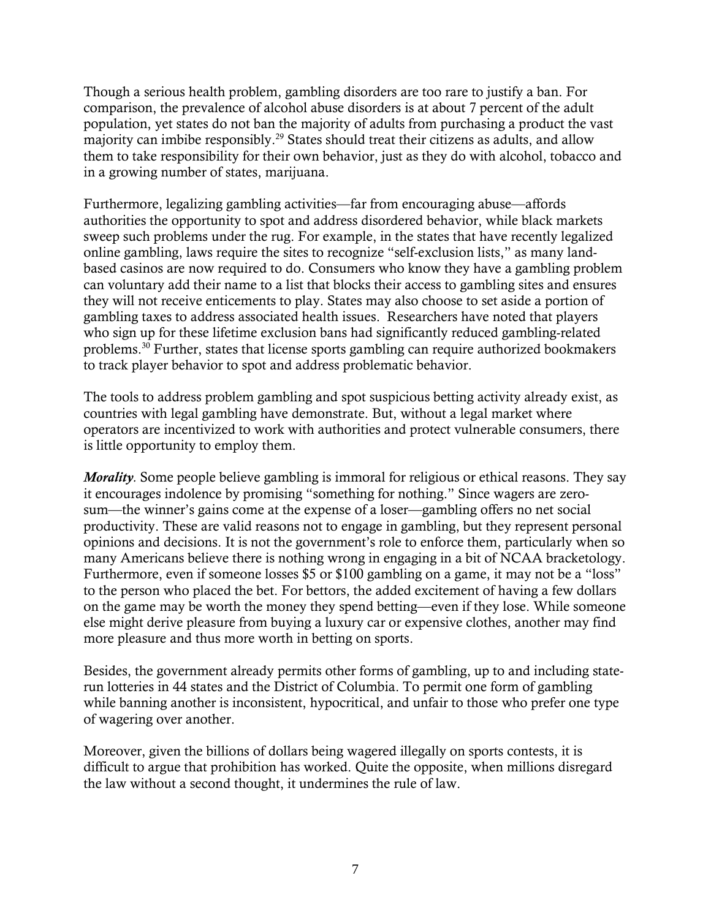Though a serious health problem, gambling disorders are too rare to justify a ban. For comparison, the prevalence of alcohol abuse disorders is at about 7 percent of the adult population, yet states do not ban the majority of adults from purchasing a product the vast majority can imbibe responsibly.[29] States should treat their citizens as adults, and allow them to take responsibility for their own behavior, just as they do with alcohol, tobacco and in a growing number of states, marijuana.

Furthermore, legalizing gambling activities—far from encouraging abuse—affords authorities the opportunity to spot and address disordered behavior, while black markets sweep such problems under the rug. For example, in the states that have recently legalized online gambling, laws require the sites to recognize "self-exclusion lists," as many land-based casinos are now required to do. Consumers who know they have a gambling problem can voluntary add their name to a list that blocks their access to gambling sites and ensures they will not receive enticements to play. States may also choose to set aside a portion of gambling taxes to address associated health issues. Researchers have noted that players who sign up for these lifetime exclusion bans had significantly reduced gambling-related problems.[30] Further, states that license sports gambling can require authorized bookmakers to track player behavior to spot and address problematic behavior.

The tools to address problem gambling and spot suspicious betting activity already exist, as countries with legal gambling have demonstrate. But, without a legal market where operators are incentivized to work with authorities and protect vulnerable consumers, there is little opportunity to employ them.

***Morality***. Some people believe gambling is immoral for religious or ethical reasons. They say it encourages indolence by promising "something for nothing." Since wagers are zero-sum—the winner's gains come at the expense of a loser—gambling offers no net social productivity. These are valid reasons not to engage in gambling, but they represent personal opinions and decisions. It is not the government's role to enforce them, particularly when so many Americans believe there is nothing wrong in engaging in a bit of NCAA bracketology. Furthermore, even if someone losses $5 or $100 gambling on a game, it may not be a "loss" to the person who placed the bet. For bettors, the added excitement of having a few dollars on the game may be worth the money they spend betting—even if they lose. While someone else might derive pleasure from buying a luxury car or expensive clothes, another may find more pleasure and thus more worth in betting on sports.

Besides, the government already permits other forms of gambling, up to and including state-run lotteries in 44 states and the District of Columbia. To permit one form of gambling while banning another is inconsistent, hypocritical, and unfair to those who prefer one type of wagering over another.

Moreover, given the billions of dollars being wagered illegally on sports contests, it is difficult to argue that prohibition has worked. Quite the opposite, when millions disregard the law without a second thought, it undermines the rule of law.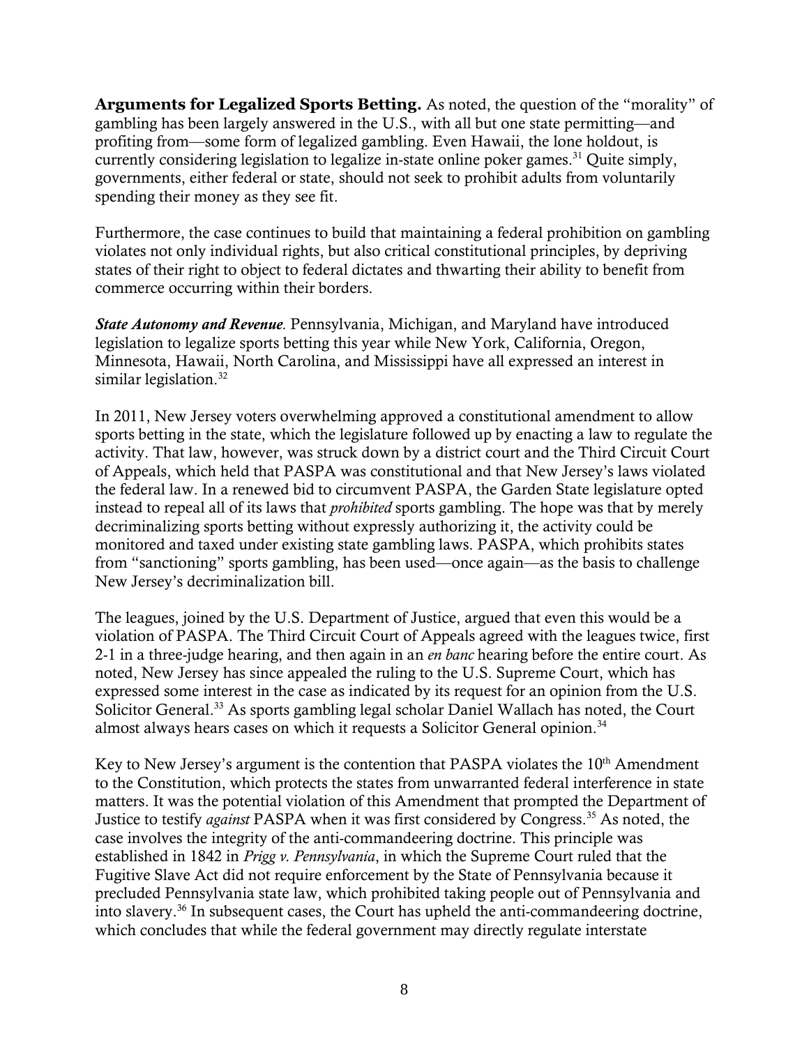**Arguments for Legalized Sports Betting.** As noted, the question of the "morality" of gambling has been largely answered in the U.S., with all but one state permitting—and profiting from—some form of legalized gambling. Even Hawaii, the lone holdout, is currently considering legislation to legalize in-state online poker games.[31] Quite simply, governments, either federal or state, should not seek to prohibit adults from voluntarily spending their money as they see fit.

Furthermore, the case continues to build that maintaining a federal prohibition on gambling violates not only individual rights, but also critical constitutional principles, by depriving states of their right to object to federal dictates and thwarting their ability to benefit from commerce occurring within their borders.

***State Autonomy and Revenue.*** Pennsylvania, Michigan, and Maryland have introduced legislation to legalize sports betting this year while New York, California, Oregon, Minnesota, Hawaii, North Carolina, and Mississippi have all expressed an interest in similar legislation.[32]

In 2011, New Jersey voters overwhelming approved a constitutional amendment to allow sports betting in the state, which the legislature followed up by enacting a law to regulate the activity. That law, however, was struck down by a district court and the Third Circuit Court of Appeals, which held that PASPA was constitutional and that New Jersey's laws violated the federal law. In a renewed bid to circumvent PASPA, the Garden State legislature opted instead to repeal all of its laws that *prohibited* sports gambling. The hope was that by merely decriminalizing sports betting without expressly authorizing it, the activity could be monitored and taxed under existing state gambling laws. PASPA, which prohibits states from "sanctioning" sports gambling, has been used—once again—as the basis to challenge New Jersey's decriminalization bill.

The leagues, joined by the U.S. Department of Justice, argued that even this would be a violation of PASPA. The Third Circuit Court of Appeals agreed with the leagues twice, first 2-1 in a three-judge hearing, and then again in an *en banc* hearing before the entire court. As noted, New Jersey has since appealed the ruling to the U.S. Supreme Court, which has expressed some interest in the case as indicated by its request for an opinion from the U.S. Solicitor General.[33] As sports gambling legal scholar Daniel Wallach has noted, the Court almost always hears cases on which it requests a Solicitor General opinion.[34]

Key to New Jersey's argument is the contention that PASPA violates the 10th Amendment to the Constitution, which protects the states from unwarranted federal interference in state matters. It was the potential violation of this Amendment that prompted the Department of Justice to testify *against* PASPA when it was first considered by Congress.[35] As noted, the case involves the integrity of the anti-commandeering doctrine. This principle was established in 1842 in *Prigg v. Pennsylvania*, in which the Supreme Court ruled that the Fugitive Slave Act did not require enforcement by the State of Pennsylvania because it precluded Pennsylvania state law, which prohibited taking people out of Pennsylvania and into slavery.[36] In subsequent cases, the Court has upheld the anti-commandeering doctrine, which concludes that while the federal government may directly regulate interstate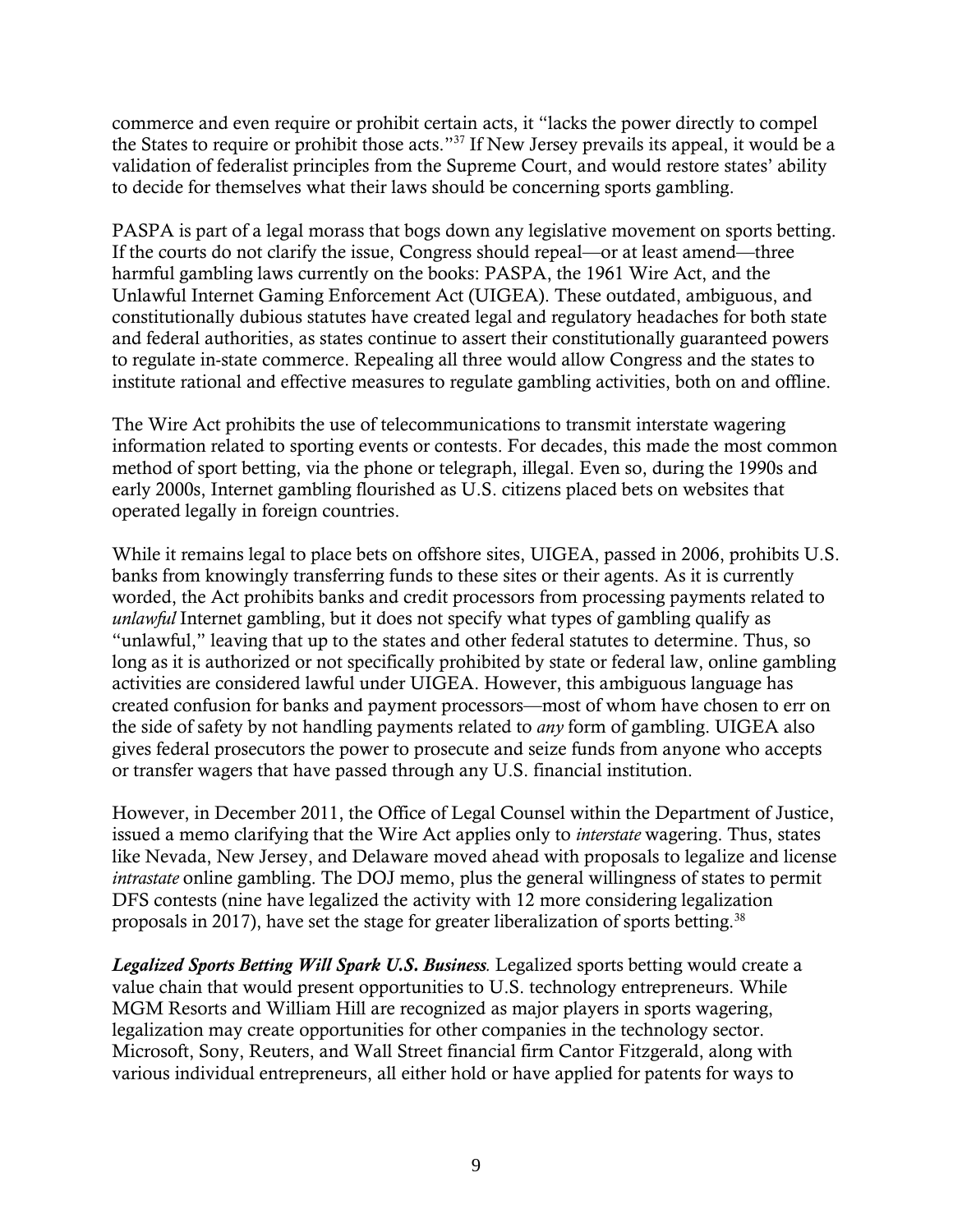commerce and even require or prohibit certain acts, it "lacks the power directly to compel the States to require or prohibit those acts."[37] If New Jersey prevails its appeal, it would be a validation of federalist principles from the Supreme Court, and would restore states' ability to decide for themselves what their laws should be concerning sports gambling.

PASPA is part of a legal morass that bogs down any legislative movement on sports betting. If the courts do not clarify the issue, Congress should repeal—or at least amend—three harmful gambling laws currently on the books: PASPA, the 1961 Wire Act, and the Unlawful Internet Gaming Enforcement Act (UIGEA). These outdated, ambiguous, and constitutionally dubious statutes have created legal and regulatory headaches for both state and federal authorities, as states continue to assert their constitutionally guaranteed powers to regulate in-state commerce. Repealing all three would allow Congress and the states to institute rational and effective measures to regulate gambling activities, both on and offline.

The Wire Act prohibits the use of telecommunications to transmit interstate wagering information related to sporting events or contests. For decades, this made the most common method of sport betting, via the phone or telegraph, illegal. Even so, during the 1990s and early 2000s, Internet gambling flourished as U.S. citizens placed bets on websites that operated legally in foreign countries.

While it remains legal to place bets on offshore sites, UIGEA, passed in 2006, prohibits U.S. banks from knowingly transferring funds to these sites or their agents. As it is currently worded, the Act prohibits banks and credit processors from processing payments related to *unlawful* Internet gambling, but it does not specify what types of gambling qualify as "unlawful," leaving that up to the states and other federal statutes to determine. Thus, so long as it is authorized or not specifically prohibited by state or federal law, online gambling activities are considered lawful under UIGEA. However, this ambiguous language has created confusion for banks and payment processors—most of whom have chosen to err on the side of safety by not handling payments related to *any* form of gambling. UIGEA also gives federal prosecutors the power to prosecute and seize funds from anyone who accepts or transfer wagers that have passed through any U.S. financial institution.

However, in December 2011, the Office of Legal Counsel within the Department of Justice, issued a memo clarifying that the Wire Act applies only to *interstate* wagering. Thus, states like Nevada, New Jersey, and Delaware moved ahead with proposals to legalize and license *intrastate* online gambling. The DOJ memo, plus the general willingness of states to permit DFS contests (nine have legalized the activity with 12 more considering legalization proposals in 2017), have set the stage for greater liberalization of sports betting.[38]

***Legalized Sports Betting Will Spark U.S. Business.*** Legalized sports betting would create a value chain that would present opportunities to U.S. technology entrepreneurs. While MGM Resorts and William Hill are recognized as major players in sports wagering, legalization may create opportunities for other companies in the technology sector. Microsoft, Sony, Reuters, and Wall Street financial firm Cantor Fitzgerald, along with various individual entrepreneurs, all either hold or have applied for patents for ways to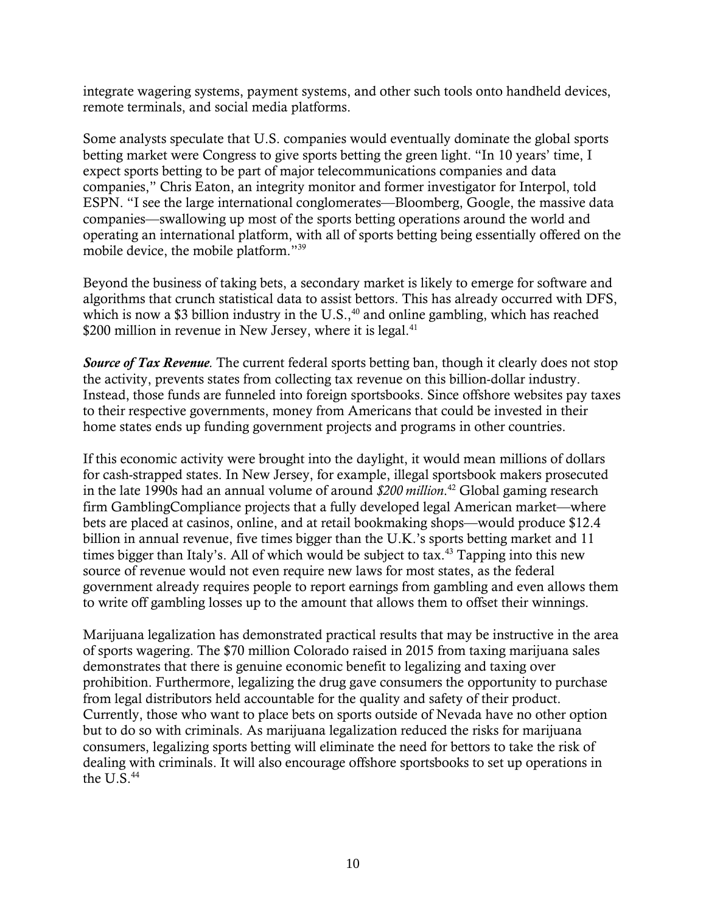integrate wagering systems, payment systems, and other such tools onto handheld devices, remote terminals, and social media platforms.

Some analysts speculate that U.S. companies would eventually dominate the global sports betting market were Congress to give sports betting the green light. "In 10 years' time, I expect sports betting to be part of major telecommunications companies and data companies," Chris Eaton, an integrity monitor and former investigator for Interpol, told ESPN. "I see the large international conglomerates—Bloomberg, Google, the massive data companies—swallowing up most of the sports betting operations around the world and operating an international platform, with all of sports betting being essentially offered on the mobile device, the mobile platform."[39]

Beyond the business of taking bets, a secondary market is likely to emerge for software and algorithms that crunch statistical data to assist bettors. This has already occurred with DFS, which is now a $3 billion industry in the U.S.,[40] and online gambling, which has reached $200 million in revenue in New Jersey, where it is legal.[41]

***Source of Tax Revenue.*** The current federal sports betting ban, though it clearly does not stop the activity, prevents states from collecting tax revenue on this billion-dollar industry. Instead, those funds are funneled into foreign sportsbooks. Since offshore websites pay taxes to their respective governments, money from Americans that could be invested in their home states ends up funding government projects and programs in other countries.

If this economic activity were brought into the daylight, it would mean millions of dollars for cash-strapped states. In New Jersey, for example, illegal sportsbook makers prosecuted in the late 1990s had an annual volume of around *$200 million*.[42] Global gaming research firm GamblingCompliance projects that a fully developed legal American market—where bets are placed at casinos, online, and at retail bookmaking shops—would produce $12.4 billion in annual revenue, five times bigger than the U.K.'s sports betting market and 11 times bigger than Italy's. All of which would be subject to tax.[43] Tapping into this new source of revenue would not even require new laws for most states, as the federal government already requires people to report earnings from gambling and even allows them to write off gambling losses up to the amount that allows them to offset their winnings.

Marijuana legalization has demonstrated practical results that may be instructive in the area of sports wagering. The $70 million Colorado raised in 2015 from taxing marijuana sales demonstrates that there is genuine economic benefit to legalizing and taxing over prohibition. Furthermore, legalizing the drug gave consumers the opportunity to purchase from legal distributors held accountable for the quality and safety of their product. Currently, those who want to place bets on sports outside of Nevada have no other option but to do so with criminals. As marijuana legalization reduced the risks for marijuana consumers, legalizing sports betting will eliminate the need for bettors to take the risk of dealing with criminals. It will also encourage offshore sportsbooks to set up operations in the U.S.[44]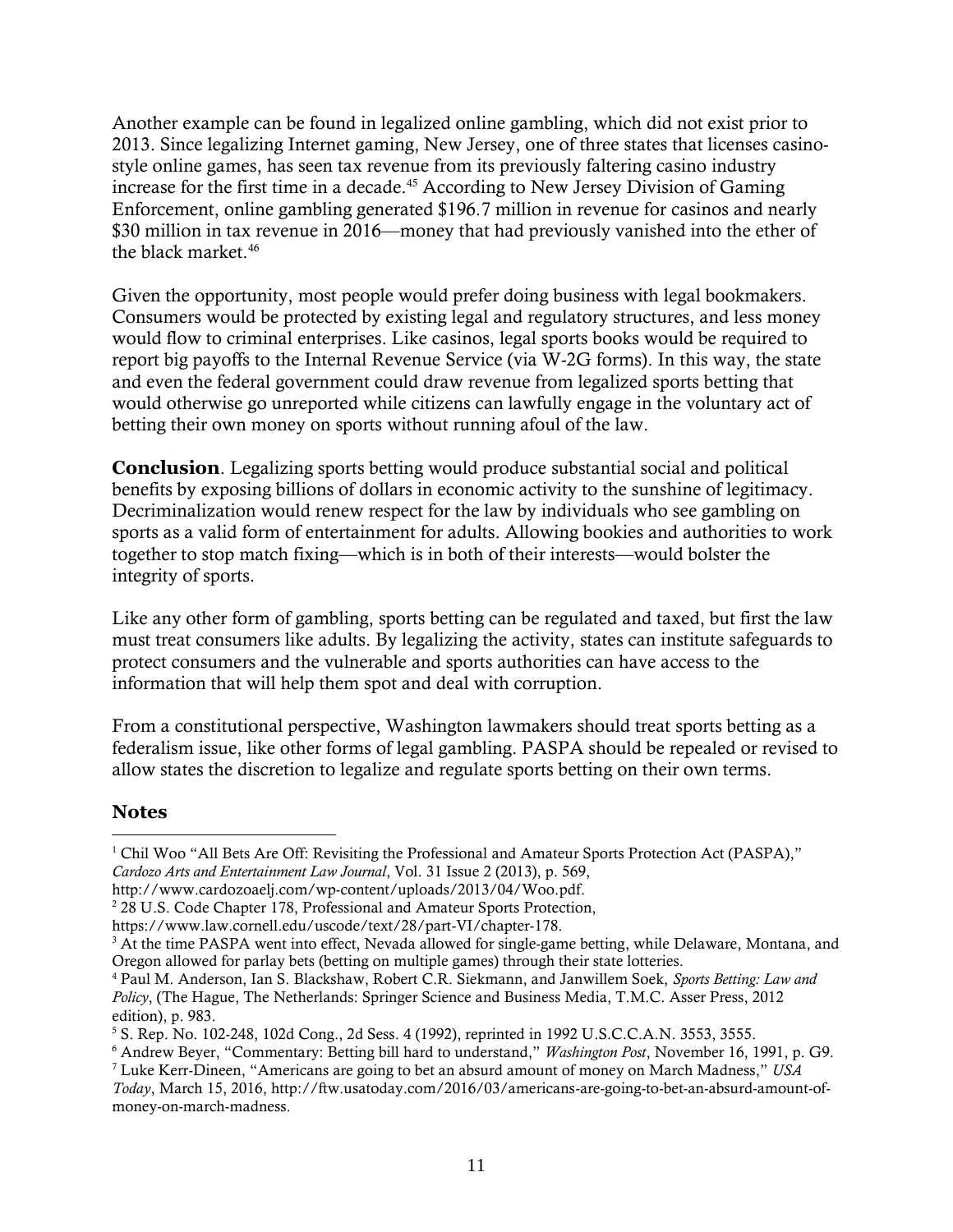Another example can be found in legalized online gambling, which did not exist prior to 2013. Since legalizing Internet gaming, New Jersey, one of three states that licenses casino-style online games, has seen tax revenue from its previously faltering casino industry increase for the first time in a decade.[45] According to New Jersey Division of Gaming Enforcement, online gambling generated $196.7 million in revenue for casinos and nearly $30 million in tax revenue in 2016—money that had previously vanished into the ether of the black market.[46]

Given the opportunity, most people would prefer doing business with legal bookmakers. Consumers would be protected by existing legal and regulatory structures, and less money would flow to criminal enterprises. Like casinos, legal sports books would be required to report big payoffs to the Internal Revenue Service (via W-2G forms). In this way, the state and even the federal government could draw revenue from legalized sports betting that would otherwise go unreported while citizens can lawfully engage in the voluntary act of betting their own money on sports without running afoul of the law.

**Conclusion**. Legalizing sports betting would produce substantial social and political benefits by exposing billions of dollars in economic activity to the sunshine of legitimacy. Decriminalization would renew respect for the law by individuals who see gambling on sports as a valid form of entertainment for adults. Allowing bookies and authorities to work together to stop match fixing—which is in both of their interests—would bolster the integrity of sports.

Like any other form of gambling, sports betting can be regulated and taxed, but first the law must treat consumers like adults. By legalizing the activity, states can institute safeguards to protect consumers and the vulnerable and sports authorities can have access to the information that will help them spot and deal with corruption.

From a constitutional perspective, Washington lawmakers should treat sports betting as a federalism issue, like other forms of legal gambling. PASPA should be repealed or revised to allow states the discretion to legalize and regulate sports betting on their own terms.

## Notes

[1] Chil Woo "All Bets Are Off: Revisiting the Professional and Amateur Sports Protection Act (PASPA)," *Cardozo Arts and Entertainment Law Journal*, Vol. 31 Issue 2 (2013), p. 569, http://www.cardozoaelj.com/wp-content/uploads/2013/04/Woo.pdf.

[2] 28 U.S. Code Chapter 178, Professional and Amateur Sports Protection, https://www.law.cornell.edu/uscode/text/28/part-VI/chapter-178.

[3] At the time PASPA went into effect, Nevada allowed for single-game betting, while Delaware, Montana, and Oregon allowed for parlay bets (betting on multiple games) through their state lotteries.

[4] Paul M. Anderson, Ian S. Blackshaw, Robert C.R. Siekmann, and Janwillem Soek, *Sports Betting: Law and Policy*, (The Hague, The Netherlands: Springer Science and Business Media, T.M.C. Asser Press, 2012 edition), p. 983.

[5] S. Rep. No. 102-248, 102d Cong., 2d Sess. 4 (1992), reprinted in 1992 U.S.C.C.A.N. 3553, 3555.

[6] Andrew Beyer, "Commentary: Betting bill hard to understand," *Washington Post*, November 16, 1991, p. G9.

[7] Luke Kerr-Dineen, "Americans are going to bet an absurd amount of money on March Madness," *USA Today*, March 15, 2016, http://ftw.usatoday.com/2016/03/americans-are-going-to-bet-an-absurd-amount-of-money-on-march-madness.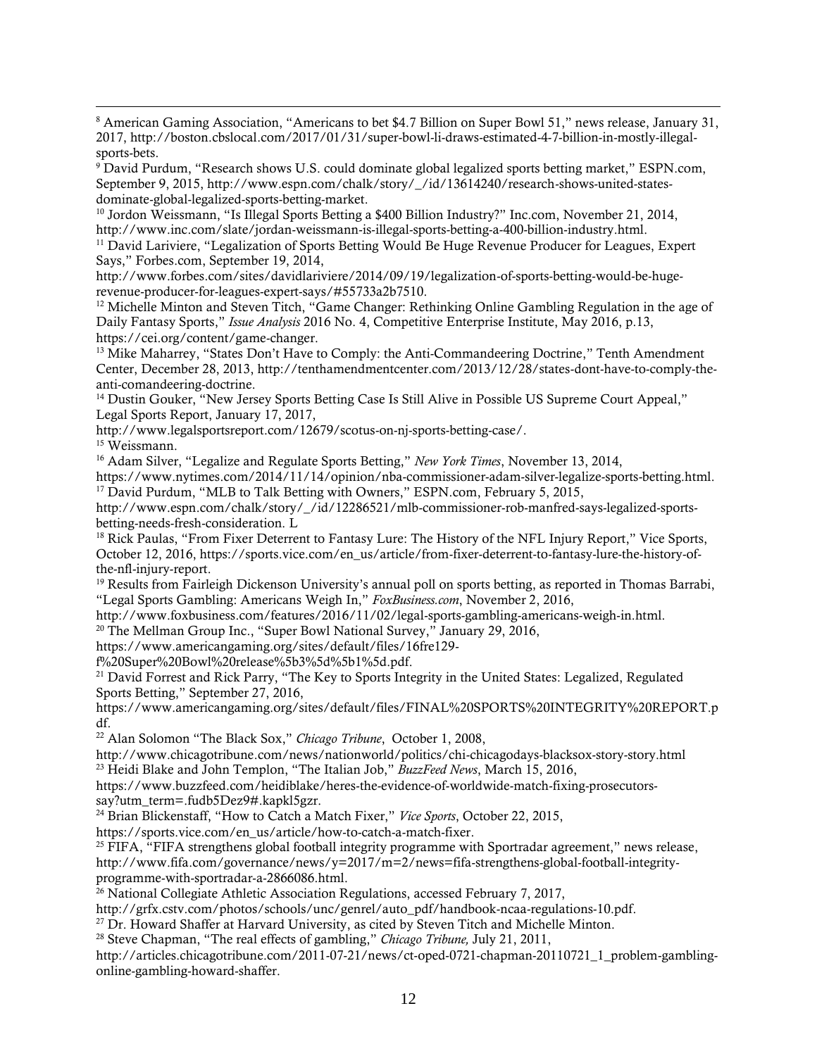[8] American Gaming Association, "Americans to bet $4.7 Billion on Super Bowl 51," news release, January 31, 2017, http://boston.cbslocal.com/2017/01/31/super-bowl-li-draws-estimated-4-7-billion-in-mostly-illegal-sports-bets.

[9] David Purdum, "Research shows U.S. could dominate global legalized sports betting market," ESPN.com, September 9, 2015, http://www.espn.com/chalk/story/_/id/13614240/research-shows-united-states-dominate-global-legalized-sports-betting-market.

[10] Jordon Weissmann, "Is Illegal Sports Betting a $400 Billion Industry?" Inc.com, November 21, 2014, http://www.inc.com/slate/jordan-weissmann-is-illegal-sports-betting-a-400-billion-industry.html.

[11] David Lariviere, "Legalization of Sports Betting Would Be Huge Revenue Producer for Leagues, Expert Says," Forbes.com, September 19, 2014, http://www.forbes.com/sites/davidlariviere/2014/09/19/legalization-of-sports-betting-would-be-huge-revenue-producer-for-leagues-expert-says/#55733a2b7510.

[12] Michelle Minton and Steven Titch, "Game Changer: Rethinking Online Gambling Regulation in the age of Daily Fantasy Sports," *Issue Analysis* 2016 No. 4, Competitive Enterprise Institute, May 2016, p.13, https://cei.org/content/game-changer.

[13] Mike Maharrey, "States Don't Have to Comply: the Anti-Commandeering Doctrine," Tenth Amendment Center, December 28, 2013, http://tenthamendmentcenter.com/2013/12/28/states-dont-have-to-comply-the-anti-comandeering-doctrine.

[14] Dustin Gouker, "New Jersey Sports Betting Case Is Still Alive in Possible US Supreme Court Appeal," Legal Sports Report, January 17, 2017, http://www.legalsportsreport.com/12679/scotus-on-nj-sports-betting-case/.

[15] Weissmann.

[16] Adam Silver, "Legalize and Regulate Sports Betting," *New York Times*, November 13, 2014, https://www.nytimes.com/2014/11/14/opinion/nba-commissioner-adam-silver-legalize-sports-betting.html.

[17] David Purdum, "MLB to Talk Betting with Owners," ESPN.com, February 5, 2015, http://www.espn.com/chalk/story/_/id/12286521/mlb-commissioner-rob-manfred-says-legalized-sports-betting-needs-fresh-consideration. L

[18] Rick Paulas, "From Fixer Deterrent to Fantasy Lure: The History of the NFL Injury Report," Vice Sports, October 12, 2016, https://sports.vice.com/en_us/article/from-fixer-deterrent-to-fantasy-lure-the-history-of-the-nfl-injury-report.

[19] Results from Fairleigh Dickenson University's annual poll on sports betting, as reported in Thomas Barrabi, "Legal Sports Gambling: Americans Weigh In," *FoxBusiness.com*, November 2, 2016, http://www.foxbusiness.com/features/2016/11/02/legal-sports-gambling-americans-weigh-in.html.

[20] The Mellman Group Inc., "Super Bowl National Survey," January 29, 2016, https://www.americangaming.org/sites/default/files/16fre129-f%20Super%20Bowl%20release%5b3%5d%5b1%5d.pdf.

[21] David Forrest and Rick Parry, "The Key to Sports Integrity in the United States: Legalized, Regulated Sports Betting," September 27, 2016, https://www.americangaming.org/sites/default/files/FINAL%20SPORTS%20INTEGRITY%20REPORT.pdf.

[22] Alan Solomon "The Black Sox," *Chicago Tribune*, October 1, 2008, http://www.chicagotribune.com/news/nationworld/politics/chi-chicagodays-blacksox-story-story.html

[23] Heidi Blake and John Templon, "The Italian Job," *BuzzFeed News*, March 15, 2016, https://www.buzzfeed.com/heidiblake/heres-the-evidence-of-worldwide-match-fixing-prosecutors-say?utm_term=.fudb5Dez9#.kapkl5gzr.

[24] Brian Blickenstaff, "How to Catch a Match Fixer," *Vice Sports*, October 22, 2015, https://sports.vice.com/en_us/article/how-to-catch-a-match-fixer.

[25] FIFA, "FIFA strengthens global football integrity programme with Sportradar agreement," news release, http://www.fifa.com/governance/news/y=2017/m=2/news=fifa-strengthens-global-football-integrity-programme-with-sportradar-a-2866086.html.

[26] National Collegiate Athletic Association Regulations, accessed February 7, 2017, http://grfx.cstv.com/photos/schools/unc/genrel/auto_pdf/handbook-ncaa-regulations-10.pdf.

[27] Dr. Howard Shaffer at Harvard University, as cited by Steven Titch and Michelle Minton.

[28] Steve Chapman, "The real effects of gambling," *Chicago Tribune,* July 21, 2011, http://articles.chicagotribune.com/2011-07-21/news/ct-oped-0721-chapman-20110721_1_problem-gambling-online-gambling-howard-shaffer.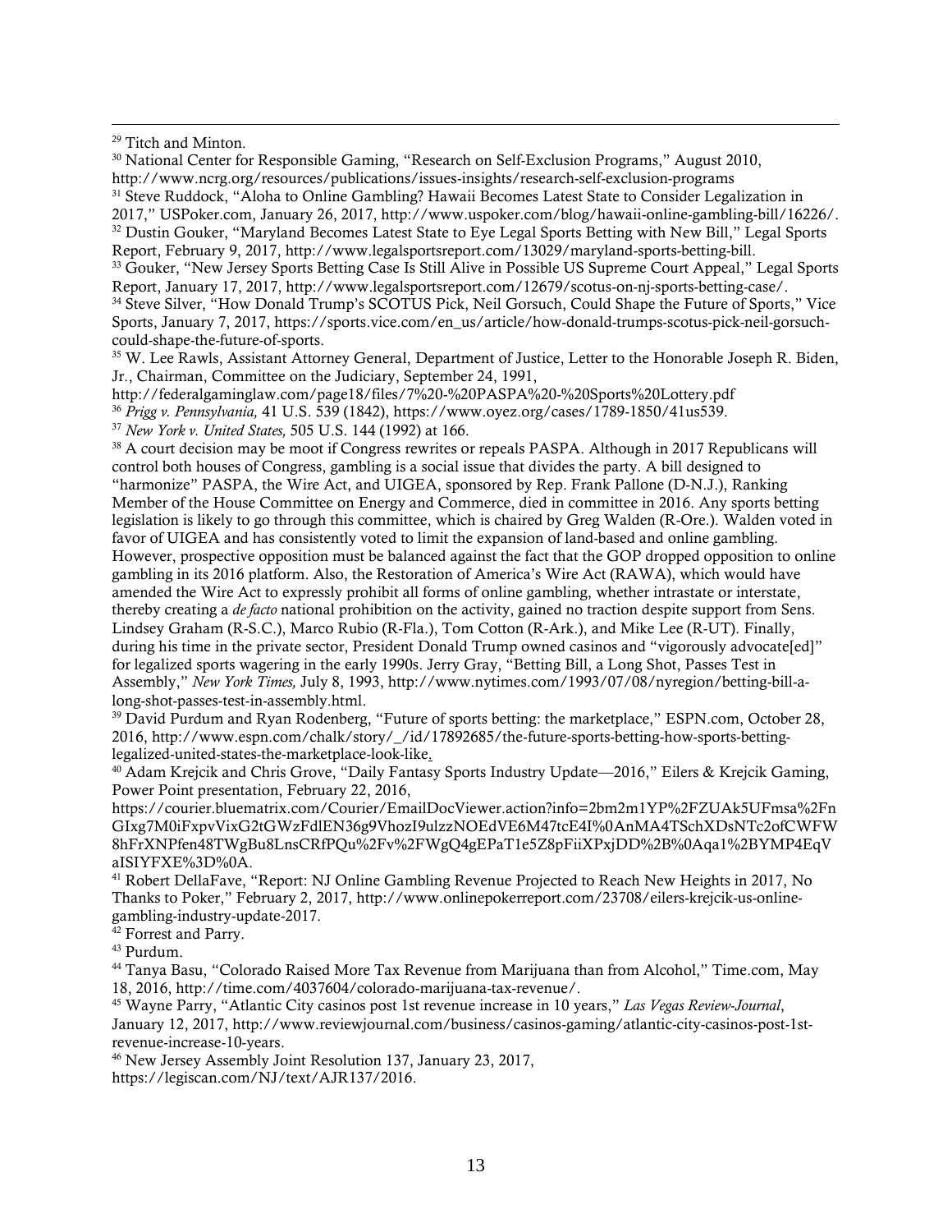[29] Titch and Minton.

[30] National Center for Responsible Gaming, "Research on Self-Exclusion Programs," August 2010, http://www.ncrg.org/resources/publications/issues-insights/research-self-exclusion-programs

[31] Steve Ruddock, "Aloha to Online Gambling? Hawaii Becomes Latest State to Consider Legalization in 2017," USPoker.com, January 26, 2017, http://www.uspoker.com/blog/hawaii-online-gambling-bill/16226/.

[32] Dustin Gouker, "Maryland Becomes Latest State to Eye Legal Sports Betting with New Bill," Legal Sports Report, February 9, 2017, http://www.legalsportsreport.com/13029/maryland-sports-betting-bill.

[33] Gouker, "New Jersey Sports Betting Case Is Still Alive in Possible US Supreme Court Appeal," Legal Sports Report, January 17, 2017, http://www.legalsportsreport.com/12679/scotus-on-nj-sports-betting-case/.

[34] Steve Silver, "How Donald Trump's SCOTUS Pick, Neil Gorsuch, Could Shape the Future of Sports," Vice Sports, January 7, 2017, https://sports.vice.com/en_us/article/how-donald-trumps-scotus-pick-neil-gorsuch-could-shape-the-future-of-sports.

[35] W. Lee Rawls, Assistant Attorney General, Department of Justice, Letter to the Honorable Joseph R. Biden, Jr., Chairman, Committee on the Judiciary, September 24, 1991, http://federalgaminglaw.com/page18/files/7%20-%20PASPA%20-%20Sports%20Lottery.pdf

[36] *Prigg v. Pennsylvania,* 41 U.S. 539 (1842), https://www.oyez.org/cases/1789-1850/41us539.

[37] *New York v. United States,* 505 U.S. 144 (1992) at 166.

[38] A court decision may be moot if Congress rewrites or repeals PASPA. Although in 2017 Republicans will control both houses of Congress, gambling is a social issue that divides the party. A bill designed to "harmonize" PASPA, the Wire Act, and UIGEA, sponsored by Rep. Frank Pallone (D-N.J.), Ranking Member of the House Committee on Energy and Commerce, died in committee in 2016. Any sports betting legislation is likely to go through this committee, which is chaired by Greg Walden (R-Ore.). Walden voted in favor of UIGEA and has consistently voted to limit the expansion of land-based and online gambling. However, prospective opposition must be balanced against the fact that the GOP dropped opposition to online gambling in its 2016 platform. Also, the Restoration of America's Wire Act (RAWA), which would have amended the Wire Act to expressly prohibit all forms of online gambling, whether intrastate or interstate, thereby creating a *de facto* national prohibition on the activity, gained no traction despite support from Sens. Lindsey Graham (R-S.C.), Marco Rubio (R-Fla.), Tom Cotton (R-Ark.), and Mike Lee (R-UT). Finally, during his time in the private sector, President Donald Trump owned casinos and "vigorously advocate[ed]" for legalized sports wagering in the early 1990s. Jerry Gray, "Betting Bill, a Long Shot, Passes Test in Assembly," *New York Times,* July 8, 1993, http://www.nytimes.com/1993/07/08/nyregion/betting-bill-a-long-shot-passes-test-in-assembly.html.

[39] David Purdum and Ryan Rodenberg, "Future of sports betting: the marketplace," ESPN.com, October 28, 2016, http://www.espn.com/chalk/story/_/id/17892685/the-future-sports-betting-how-sports-betting-legalized-united-states-the-marketplace-look-like.

[40] Adam Krejcik and Chris Grove, "Daily Fantasy Sports Industry Update—2016," Eilers & Krejcik Gaming, Power Point presentation, February 22, 2016, https://courier.bluematrix.com/Courier/EmailDocViewer.action?info=2bm2m1YP%2FZUAk5UFmsa%2FnGIxg7M0iFxpvVixG2tGWzFdlEN36g9VhozI9ulzzNOEdVE6M47tcE4I%0AnMA4TSchXDsNTc2ofCWFW8hFrXNPfen48TWgBu8LnsCRfPQu%2Fv%2FWgQ4gEPaT1e5Z8pFiiXPxjDD%2B%0Aqa1%2BYMP4EqVaISIYFXE%3D%0A.

[41] Robert DellaFave, "Report: NJ Online Gambling Revenue Projected to Reach New Heights in 2017, No Thanks to Poker," February 2, 2017, http://www.onlinepokerreport.com/23708/eilers-krejcik-us-online-gambling-industry-update-2017.

[42] Forrest and Parry.

[43] Purdum.

[44] Tanya Basu, "Colorado Raised More Tax Revenue from Marijuana than from Alcohol," Time.com, May 18, 2016, http://time.com/4037604/colorado-marijuana-tax-revenue/.

[45] Wayne Parry, "Atlantic City casinos post 1st revenue increase in 10 years," *Las Vegas Review-Journal*, January 12, 2017, http://www.reviewjournal.com/business/casinos-gaming/atlantic-city-casinos-post-1st-revenue-increase-10-years.

[46] New Jersey Assembly Joint Resolution 137, January 23, 2017, https://legiscan.com/NJ/text/AJR137/2016.